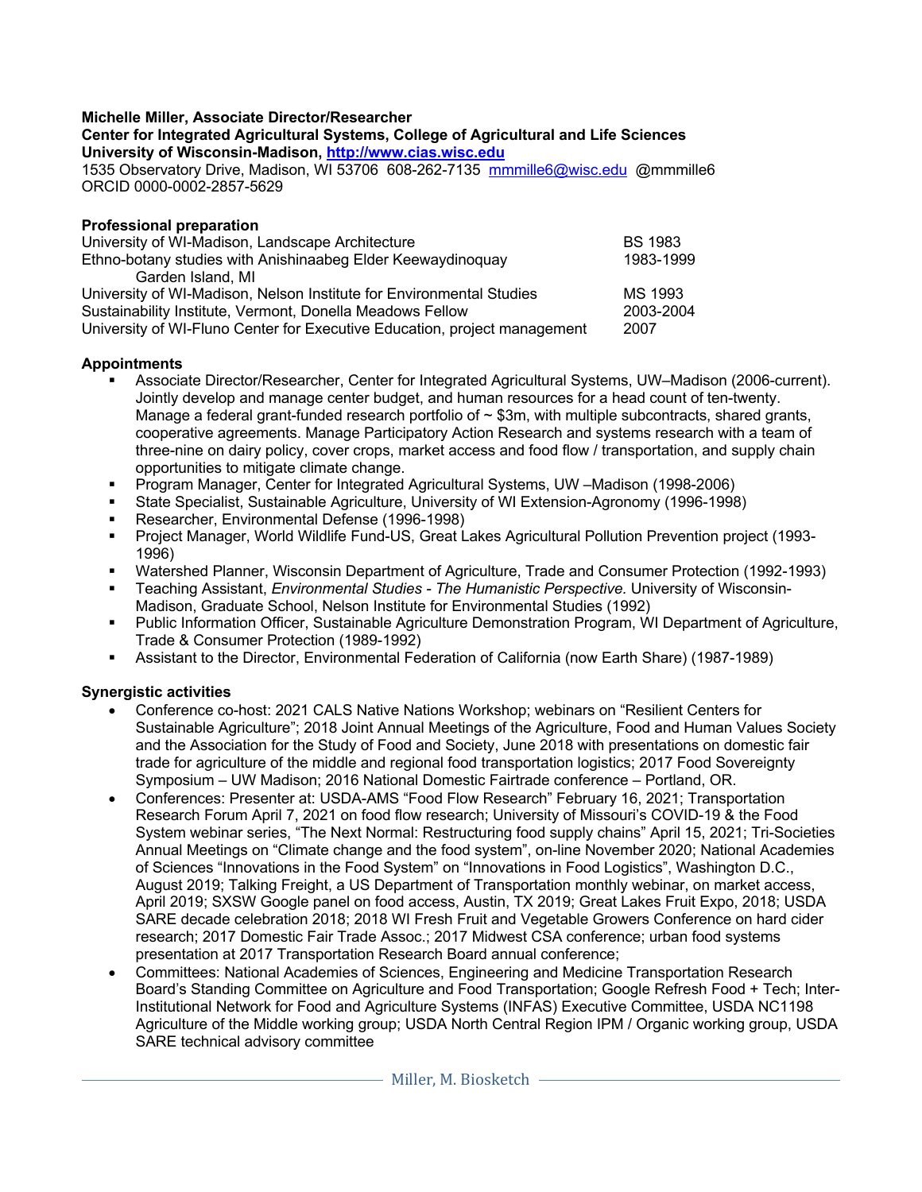**Michelle Miller, Associate Director/Researcher**
**Center for Integrated Agricultural Systems, College of Agricultural and Life Sciences**
**University of Wisconsin-Madison, [http://www.cias.wisc.edu](http://www.cias.wisc.edu)**
1535 Observatory Drive, Madison, WI 53706 608-262-7135 [mmmille6@wisc.edu](mailto:mmmille6@wisc.edu) @mmmille6
ORCID 0000-0002-2857-5629

**Professional preparation**

| | |
|---|---|
| University of WI-Madison, Landscape Architecture | BS 1983 |
| Ethno-botany studies with Anishinaabeg Elder Keewaydinoquay<br>Garden Island, MI | 1983-1999 |
| University of WI-Madison, Nelson Institute for Environmental Studies | MS 1993 |
| Sustainability Institute, Vermont, Donella Meadows Fellow | 2003-2004 |
| University of WI-Fluno Center for Executive Education, project management | 2007 |

**Appointments**

- Associate Director/Researcher, Center for Integrated Agricultural Systems, UW–Madison (2006-current). Jointly develop and manage center budget, and human resources for a head count of ten-twenty. Manage a federal grant-funded research portfolio of ~ $3m, with multiple subcontracts, shared grants, cooperative agreements. Manage Participatory Action Research and systems research with a team of three-nine on dairy policy, cover crops, market access and food flow / transportation, and supply chain opportunities to mitigate climate change.
- Program Manager, Center for Integrated Agricultural Systems, UW –Madison (1998-2006)
- State Specialist, Sustainable Agriculture, University of WI Extension-Agronomy (1996-1998)
- Researcher, Environmental Defense (1996-1998)
- Project Manager, World Wildlife Fund-US, Great Lakes Agricultural Pollution Prevention project (1993-1996)
- Watershed Planner, Wisconsin Department of Agriculture, Trade and Consumer Protection (1992-1993)
- Teaching Assistant, *Environmental Studies - The Humanistic Perspective.* University of Wisconsin-Madison, Graduate School, Nelson Institute for Environmental Studies (1992)
- Public Information Officer, Sustainable Agriculture Demonstration Program, WI Department of Agriculture, Trade & Consumer Protection (1989-1992)
- Assistant to the Director, Environmental Federation of California (now Earth Share) (1987-1989)

**Synergistic activities**

- Conference co-host: 2021 CALS Native Nations Workshop; webinars on "Resilient Centers for Sustainable Agriculture"; 2018 Joint Annual Meetings of the Agriculture, Food and Human Values Society and the Association for the Study of Food and Society, June 2018 with presentations on domestic fair trade for agriculture of the middle and regional food transportation logistics; 2017 Food Sovereignty Symposium – UW Madison; 2016 National Domestic Fairtrade conference – Portland, OR.
- Conferences: Presenter at: USDA-AMS "Food Flow Research" February 16, 2021; Transportation Research Forum April 7, 2021 on food flow research; University of Missouri's COVID-19 & the Food System webinar series, "The Next Normal: Restructuring food supply chains" April 15, 2021; Tri-Societies Annual Meetings on "Climate change and the food system", on-line November 2020; National Academies of Sciences "Innovations in the Food System" on "Innovations in Food Logistics", Washington D.C., August 2019; Talking Freight, a US Department of Transportation monthly webinar, on market access, April 2019; SXSW Google panel on food access, Austin, TX 2019; Great Lakes Fruit Expo, 2018; USDA SARE decade celebration 2018; 2018 WI Fresh Fruit and Vegetable Growers Conference on hard cider research; 2017 Domestic Fair Trade Assoc.; 2017 Midwest CSA conference; urban food systems presentation at 2017 Transportation Research Board annual conference;
- Committees: National Academies of Sciences, Engineering and Medicine Transportation Research Board's Standing Committee on Agriculture and Food Transportation; Google Refresh Food + Tech; Inter-Institutional Network for Food and Agriculture Systems (INFAS) Executive Committee, USDA NC1198 Agriculture of the Middle working group; USDA North Central Region IPM / Organic working group, USDA SARE technical advisory committee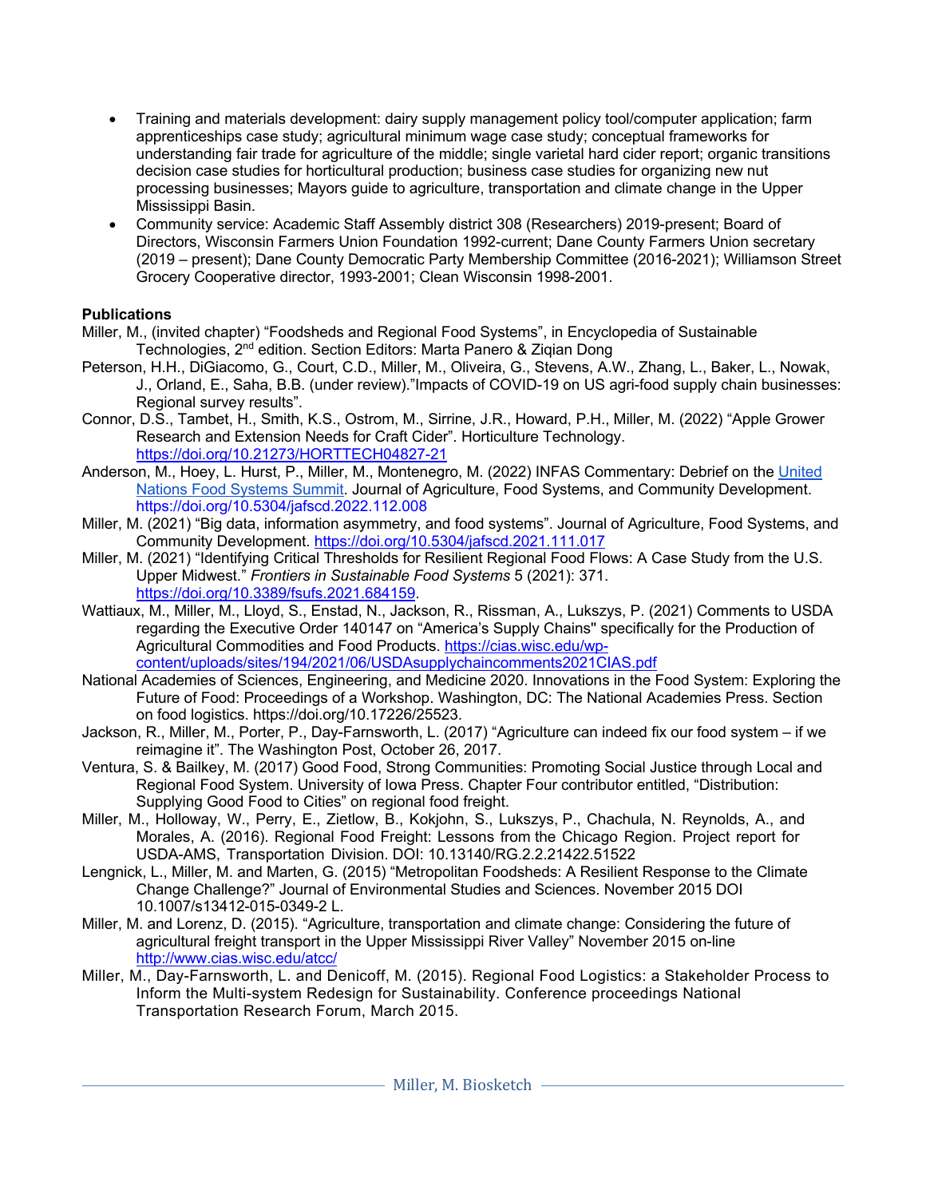- Training and materials development: dairy supply management policy tool/computer application; farm apprenticeships case study; agricultural minimum wage case study; conceptual frameworks for understanding fair trade for agriculture of the middle; single varietal hard cider report; organic transitions decision case studies for horticultural production; business case studies for organizing new nut processing businesses; Mayors guide to agriculture, transportation and climate change in the Upper Mississippi Basin.
- Community service: Academic Staff Assembly district 308 (Researchers) 2019-present; Board of Directors, Wisconsin Farmers Union Foundation 1992-current; Dane County Farmers Union secretary (2019 – present); Dane County Democratic Party Membership Committee (2016-2021); Williamson Street Grocery Cooperative director, 1993-2001; Clean Wisconsin 1998-2001.

**Publications**

Miller, M., (invited chapter) "Foodsheds and Regional Food Systems", in Encyclopedia of Sustainable Technologies, 2nd edition. Section Editors: Marta Panero & Ziqian Dong

Peterson, H.H., DiGiacomo, G., Court, C.D., Miller, M., Oliveira, G., Stevens, A.W., Zhang, L., Baker, L., Nowak, J., Orland, E., Saha, B.B. (under review)."Impacts of COVID-19 on US agri-food supply chain businesses: Regional survey results".

Connor, D.S., Tambet, H., Smith, K.S., Ostrom, M., Sirrine, J.R., Howard, P.H., Miller, M. (2022) "Apple Grower Research and Extension Needs for Craft Cider". Horticulture Technology. https://doi.org/10.21273/HORTTECH04827-21

Anderson, M., Hoey, L. Hurst, P., Miller, M., Montenegro, M. (2022) INFAS Commentary: Debrief on the United Nations Food Systems Summit. Journal of Agriculture, Food Systems, and Community Development. https://doi.org/10.5304/jafscd.2022.112.008

Miller, M. (2021) "Big data, information asymmetry, and food systems". Journal of Agriculture, Food Systems, and Community Development. https://doi.org/10.5304/jafscd.2021.111.017

Miller, M. (2021) "Identifying Critical Thresholds for Resilient Regional Food Flows: A Case Study from the U.S. Upper Midwest." *Frontiers in Sustainable Food Systems* 5 (2021): 371. https://doi.org/10.3389/fsufs.2021.684159.

Wattiaux, M., Miller, M., Lloyd, S., Enstad, N., Jackson, R., Rissman, A., Lukszys, P. (2021) Comments to USDA regarding the Executive Order 140147 on "America's Supply Chains" specifically for the Production of Agricultural Commodities and Food Products. https://cias.wisc.edu/wp-content/uploads/sites/194/2021/06/USDAsupplychaincomments2021CIAS.pdf

National Academies of Sciences, Engineering, and Medicine 2020. Innovations in the Food System: Exploring the Future of Food: Proceedings of a Workshop. Washington, DC: The National Academies Press. Section on food logistics. https://doi.org/10.17226/25523.

Jackson, R., Miller, M., Porter, P., Day-Farnsworth, L. (2017) "Agriculture can indeed fix our food system – if we reimagine it". The Washington Post, October 26, 2017.

Ventura, S. & Bailkey, M. (2017) Good Food, Strong Communities: Promoting Social Justice through Local and Regional Food System. University of Iowa Press. Chapter Four contributor entitled, "Distribution: Supplying Good Food to Cities" on regional food freight.

Miller, M., Holloway, W., Perry, E., Zietlow, B., Kokjohn, S., Lukszys, P., Chachula, N. Reynolds, A., and Morales, A. (2016). Regional Food Freight: Lessons from the Chicago Region. Project report for USDA-AMS, Transportation Division. DOI: 10.13140/RG.2.2.21422.51522

Lengnick, L., Miller, M. and Marten, G. (2015) "Metropolitan Foodsheds: A Resilient Response to the Climate Change Challenge?" Journal of Environmental Studies and Sciences. November 2015 DOI 10.1007/s13412-015-0349-2 L.

Miller, M. and Lorenz, D. (2015). "Agriculture, transportation and climate change: Considering the future of agricultural freight transport in the Upper Mississippi River Valley" November 2015 on-line http://www.cias.wisc.edu/atcc/

Miller, M., Day-Farnsworth, L. and Denicoff, M. (2015). Regional Food Logistics: a Stakeholder Process to Inform the Multi-system Redesign for Sustainability. Conference proceedings National Transportation Research Forum, March 2015.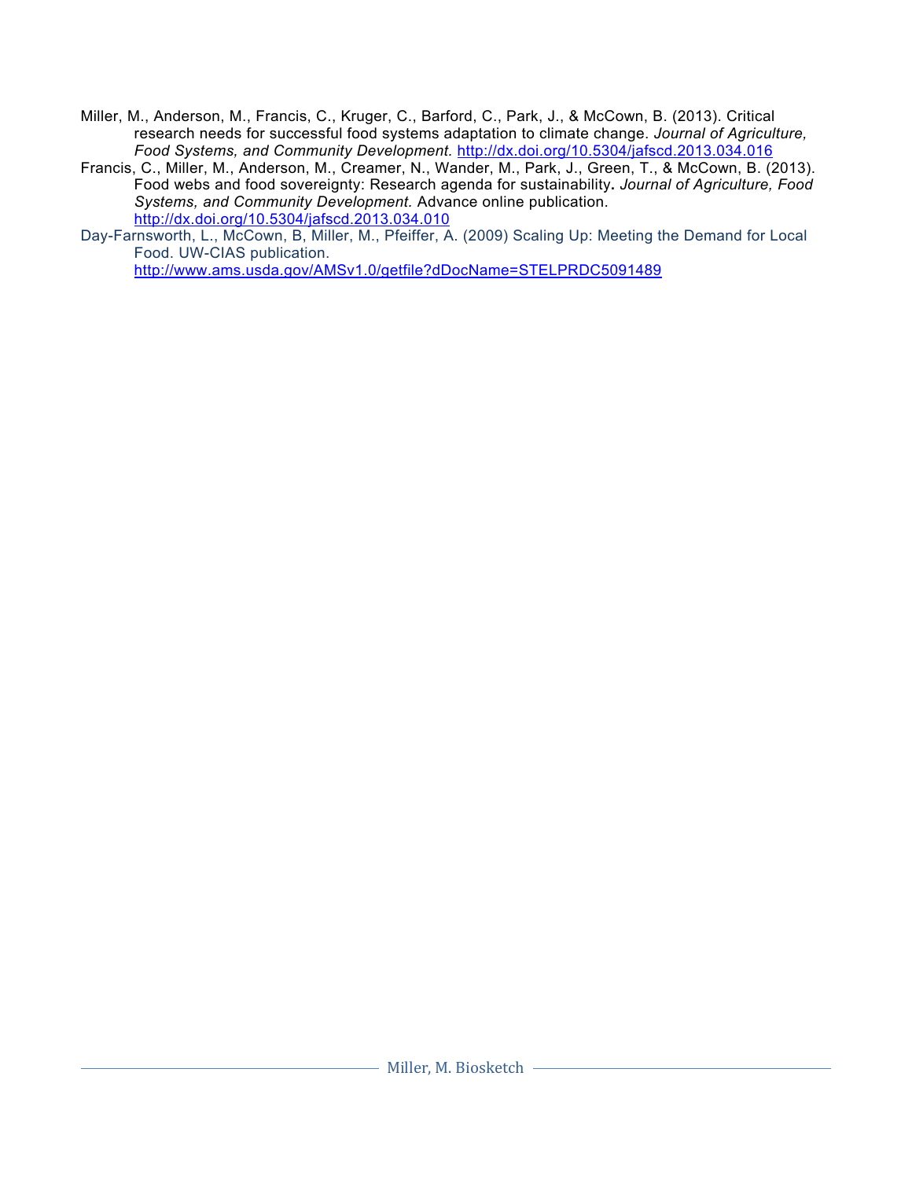Miller, M., Anderson, M., Francis, C., Kruger, C., Barford, C., Park, J., & McCown, B. (2013). Critical research needs for successful food systems adaptation to climate change. *Journal of Agriculture, Food Systems, and Community Development.* http://dx.doi.org/10.5304/jafscd.2013.034.016

Francis, C., Miller, M., Anderson, M., Creamer, N., Wander, M., Park, J., Green, T., & McCown, B. (2013). Food webs and food sovereignty: Research agenda for sustainability**.** *Journal of Agriculture, Food Systems, and Community Development.* Advance online publication. http://dx.doi.org/10.5304/jafscd.2013.034.010

Day-Farnsworth, L., McCown, B, Miller, M., Pfeiffer, A. (2009) Scaling Up: Meeting the Demand for Local Food. UW-CIAS publication. http://www.ams.usda.gov/AMSv1.0/getfile?dDocName=STELPRDC5091489